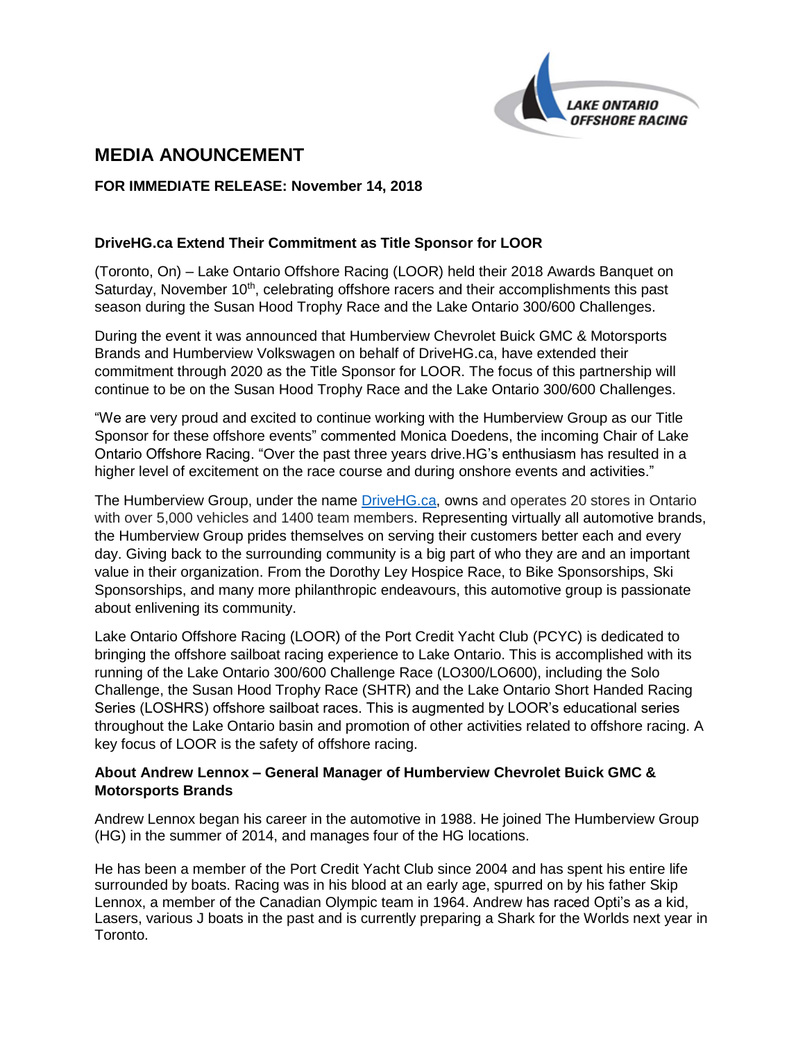LAKE ONTARIO OFFSHORE RACING

# MEDIA ANOUNCEMENT

**FOR IMMEDIATE RELEASE: November 14, 2018**

**DriveHG.ca Extend Their Commitment as Title Sponsor for LOOR**

(Toronto, On) – Lake Ontario Offshore Racing (LOOR) held their 2018 Awards Banquet on Saturday, November 10th, celebrating offshore racers and their accomplishments this past season during the Susan Hood Trophy Race and the Lake Ontario 300/600 Challenges.

During the event it was announced that Humberview Chevrolet Buick GMC & Motorsports Brands and Humberview Volkswagen on behalf of DriveHG.ca, have extended their commitment through 2020 as the Title Sponsor for LOOR. The focus of this partnership will continue to be on the Susan Hood Trophy Race and the Lake Ontario 300/600 Challenges.

"We are very proud and excited to continue working with the Humberview Group as our Title Sponsor for these offshore events" commented Monica Doedens, the incoming Chair of Lake Ontario Offshore Racing. "Over the past three years drive.HG's enthusiasm has resulted in a higher level of excitement on the race course and during onshore events and activities."

The Humberview Group, under the name DriveHG.ca, owns and operates 20 stores in Ontario with over 5,000 vehicles and 1400 team members. Representing virtually all automotive brands, the Humberview Group prides themselves on serving their customers better each and every day. Giving back to the surrounding community is a big part of who they are and an important value in their organization. From the Dorothy Ley Hospice Race, to Bike Sponsorships, Ski Sponsorships, and many more philanthropic endeavours, this automotive group is passionate about enlivening its community.

Lake Ontario Offshore Racing (LOOR) of the Port Credit Yacht Club (PCYC) is dedicated to bringing the offshore sailboat racing experience to Lake Ontario. This is accomplished with its running of the Lake Ontario 300/600 Challenge Race (LO300/LO600), including the Solo Challenge, the Susan Hood Trophy Race (SHTR) and the Lake Ontario Short Handed Racing Series (LOSHRS) offshore sailboat races. This is augmented by LOOR's educational series throughout the Lake Ontario basin and promotion of other activities related to offshore racing. A key focus of LOOR is the safety of offshore racing.

**About Andrew Lennox – General Manager of Humberview Chevrolet Buick GMC & Motorsports Brands**

Andrew Lennox began his career in the automotive in 1988. He joined The Humberview Group (HG) in the summer of 2014, and manages four of the HG locations.

He has been a member of the Port Credit Yacht Club since 2004 and has spent his entire life surrounded by boats. Racing was in his blood at an early age, spurred on by his father Skip Lennox, a member of the Canadian Olympic team in 1964. Andrew has raced Opti's as a kid, Lasers, various J boats in the past and is currently preparing a Shark for the Worlds next year in Toronto.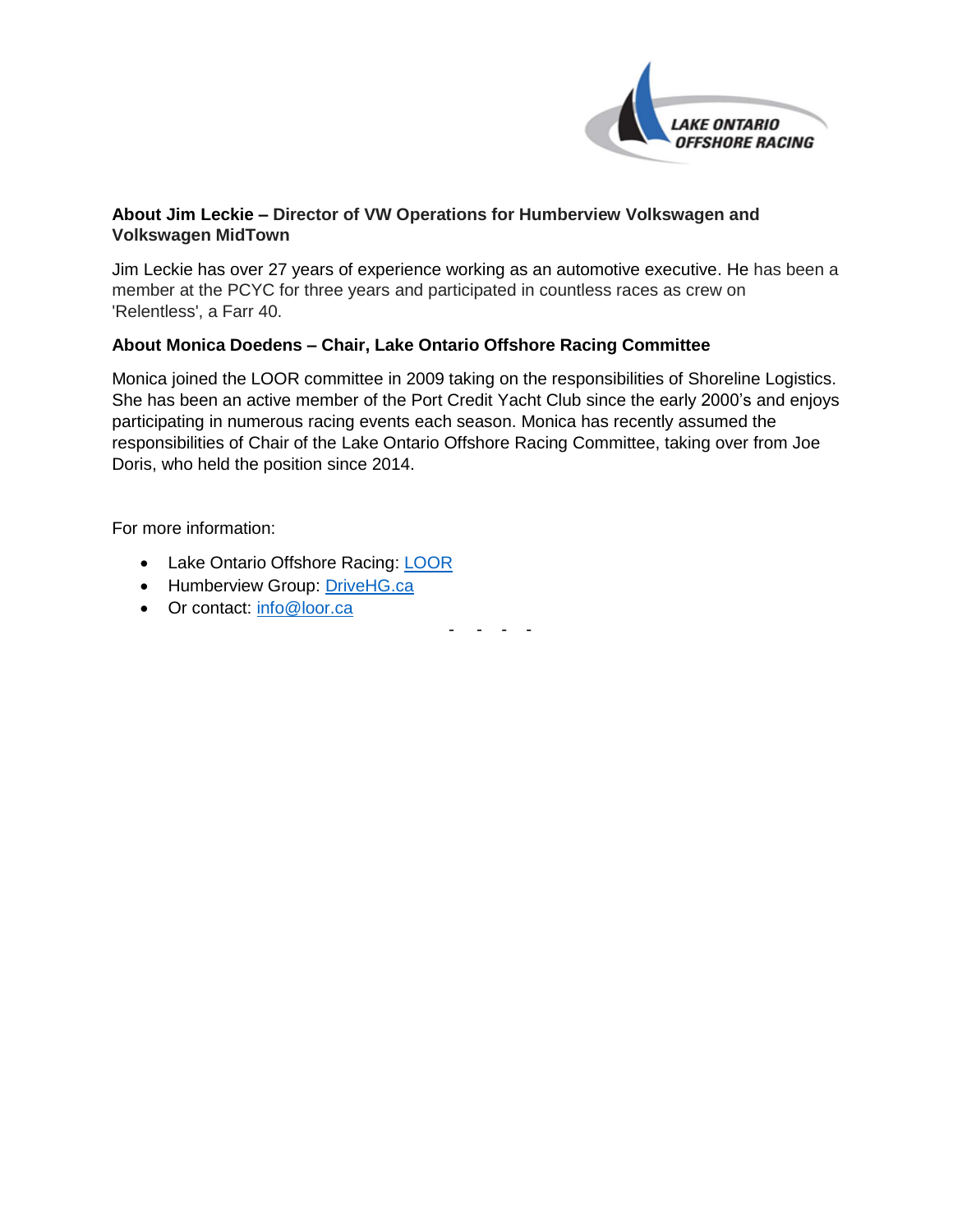**About Jim Leckie – Director of VW Operations for Humberview Volkswagen and Volkswagen MidTown**

Jim Leckie has over 27 years of experience working as an automotive executive. He has been a member at the PCYC for three years and participated in countless races as crew on 'Relentless', a Farr 40.

**About Monica Doedens – Chair, Lake Ontario Offshore Racing Committee**

Monica joined the LOOR committee in 2009 taking on the responsibilities of Shoreline Logistics. She has been an active member of the Port Credit Yacht Club since the early 2000's and enjoys participating in numerous racing events each season. Monica has recently assumed the responsibilities of Chair of the Lake Ontario Offshore Racing Committee, taking over from Joe Doris, who held the position since 2014.

For more information:

- Lake Ontario Offshore Racing: LOOR
- Humberview Group: DriveHG.ca
- Or contact: info@loor.ca

\- - - -